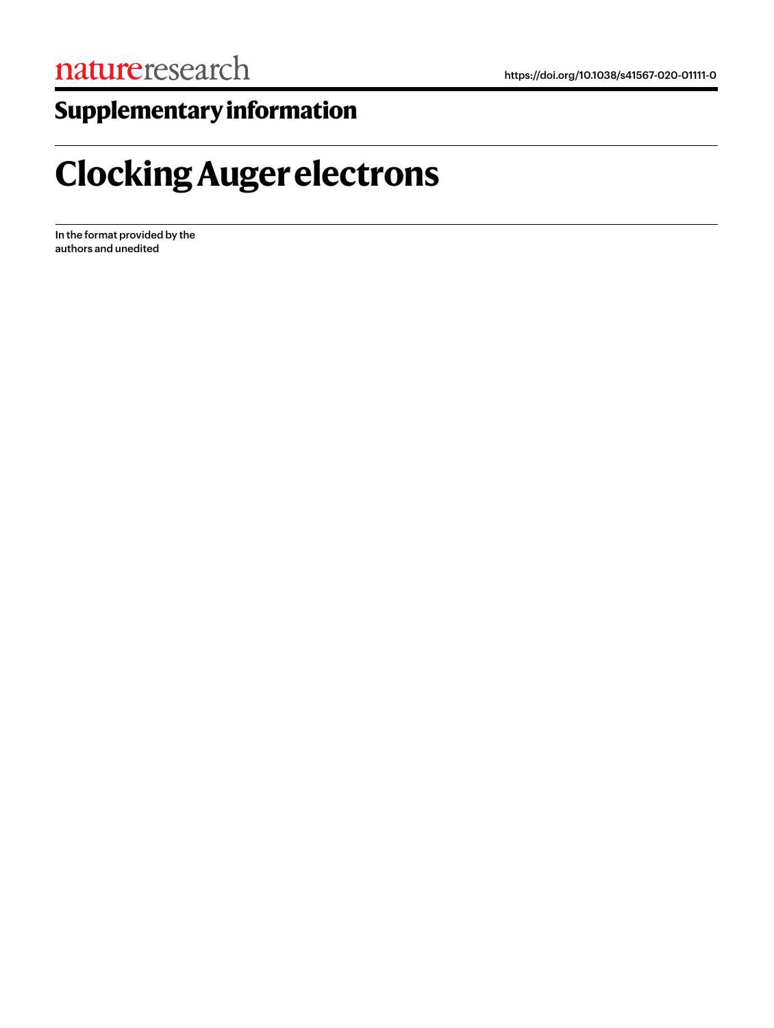natureresearch

https://doi.org/10.1038/s41567-020-01111-0

## Supplementary information

# Clocking Auger electrons

In the format provided by the authors and unedited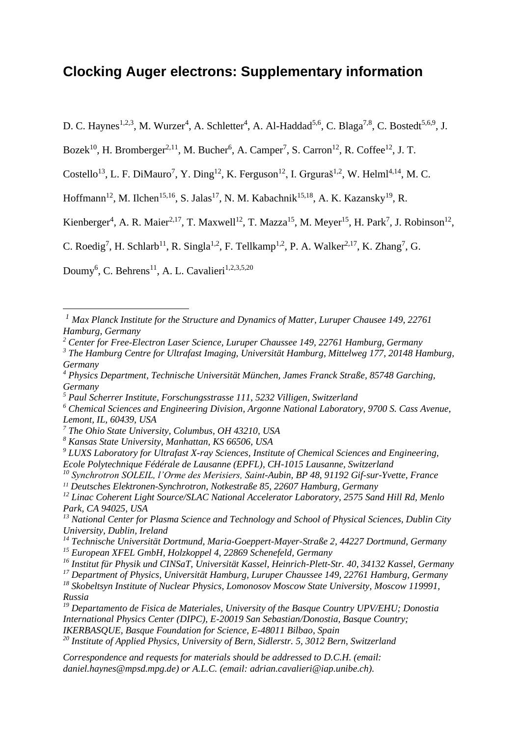# Clocking Auger electrons: Supplementary information

D. C. Haynes[1,2,3], M. Wurzer[4], A. Schletter[4], A. Al-Haddad[5,6], C. Blaga[7,8], C. Bostedt[5,6,9], J. Bozek[10], H. Bromberger[2,11], M. Bucher[6], A. Camper[7], S. Carron[12], R. Coffee[12], J. T. Costello[13], L. F. DiMauro[7], Y. Ding[12], K. Ferguson[12], I. Grguraš[1,2], W. Helml[4,14], M. C. Hoffmann[12], M. Ilchen[15,16], S. Jalas[17], N. M. Kabachnik[15,18], A. K. Kazansky[19], R. Kienberger[4], A. R. Maier[2,17], T. Maxwell[12], T. Mazza[15], M. Meyer[15], H. Park[7], J. Robinson[12], C. Roedig[7], H. Schlarb[11], R. Singla[1,2], F. Tellkamp[1,2], P. A. Walker[2,17], K. Zhang[7], G. Doumy[6], C. Behrens[11], A. L. Cavalieri[1,2,3,5,20]

---

*[1] Max Planck Institute for the Structure and Dynamics of Matter, Luruper Chausee 149, 22761 Hamburg, Germany*
*[2] Center for Free-Electron Laser Science, Luruper Chaussee 149, 22761 Hamburg, Germany*
*[3] The Hamburg Centre for Ultrafast Imaging, Universität Hamburg, Mittelweg 177, 20148 Hamburg, Germany*
*[4] Physics Department, Technische Universität München, James Franck Straße, 85748 Garching, Germany*
*[5] Paul Scherrer Institute, Forschungsstrasse 111, 5232 Villigen, Switzerland*
*[6] Chemical Sciences and Engineering Division, Argonne National Laboratory, 9700 S. Cass Avenue, Lemont, IL, 60439, USA*
*[7] The Ohio State University, Columbus, OH 43210, USA*
*[8] Kansas State University, Manhattan, KS 66506, USA*
*[9] LUXS Laboratory for Ultrafast X-ray Sciences, Institute of Chemical Sciences and Engineering, Ecole Polytechnique Fédérale de Lausanne (EPFL), CH-1015 Lausanne, Switzerland*
*[10] Synchrotron SOLEIL, l'Orme des Merisiers, Saint-Aubin, BP 48, 91192 Gif-sur-Yvette, France*
*[11] Deutsches Elektronen-Synchrotron, Notkestraße 85, 22607 Hamburg, Germany*
*[12] Linac Coherent Light Source/SLAC National Accelerator Laboratory, 2575 Sand Hill Rd, Menlo Park, CA 94025, USA*
*[13] National Center for Plasma Science and Technology and School of Physical Sciences, Dublin City University, Dublin, Ireland*
*[14] Technische Universität Dortmund, Maria-Goeppert-Mayer-Straße 2, 44227 Dortmund, Germany*
*[15] European XFEL GmbH, Holzkoppel 4, 22869 Schenefeld, Germany*
*[16] Institut für Physik und CINSaT, Universität Kassel, Heinrich-Plett-Str. 40, 34132 Kassel, Germany*
*[17] Department of Physics, Universität Hamburg, Luruper Chaussee 149, 22761 Hamburg, Germany*
*[18] Skobeltsyn Institute of Nuclear Physics, Lomonosov Moscow State University, Moscow 119991, Russia*
*[19] Departamento de Fisica de Materiales, University of the Basque Country UPV/EHU; Donostia International Physics Center (DIPC), E-20019 San Sebastian/Donostia, Basque Country; IKERBASQUE, Basque Foundation for Science, E-48011 Bilbao, Spain*
*[20] Institute of Applied Physics, University of Bern, Sidlerstr. 5, 3012 Bern, Switzerland*

*Correspondence and requests for materials should be addressed to D.C.H. (email: daniel.haynes@mpsd.mpg.de) or A.L.C. (email: adrian.cavalieri@iap.unibe.ch).*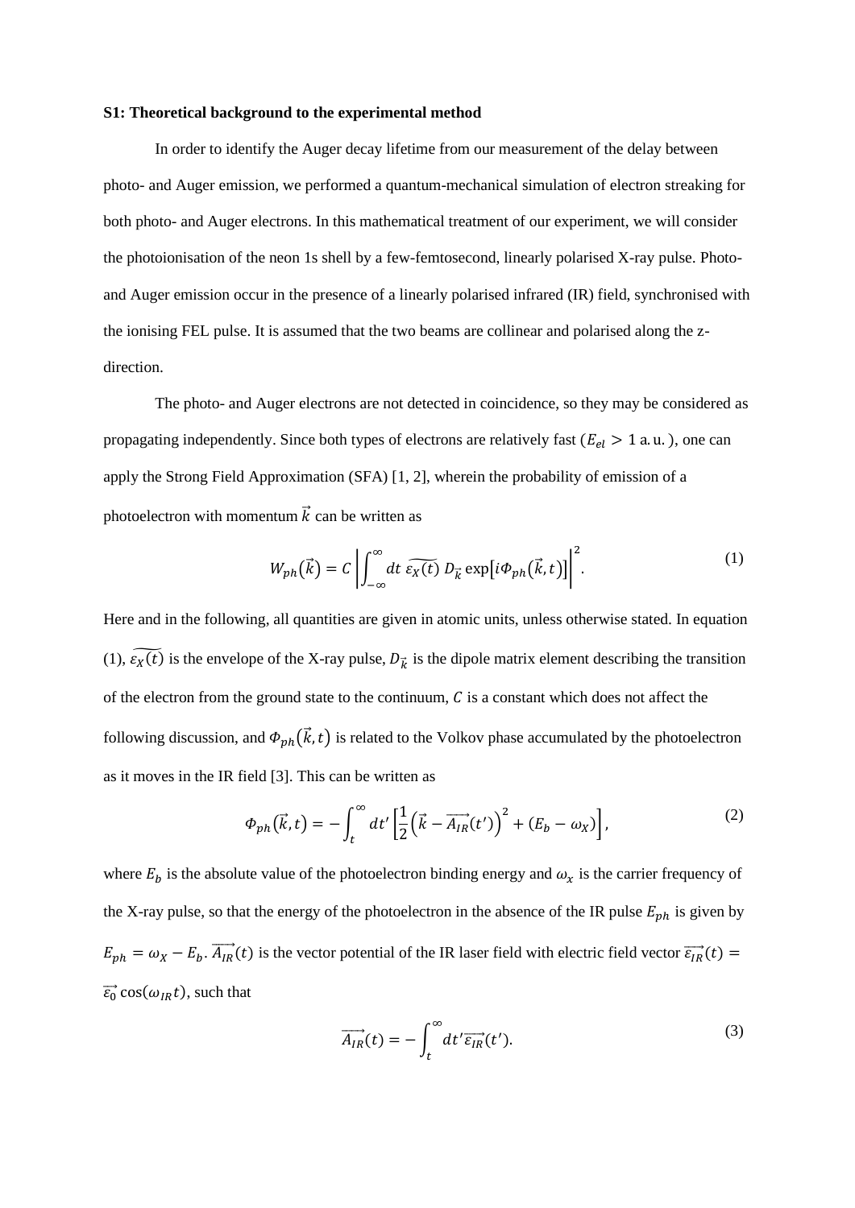**S1: Theoretical background to the experimental method**

In order to identify the Auger decay lifetime from our measurement of the delay between photo- and Auger emission, we performed a quantum-mechanical simulation of electron streaking for both photo- and Auger electrons. In this mathematical treatment of our experiment, we will consider the photoionisation of the neon 1s shell by a few-femtosecond, linearly polarised X-ray pulse. Photo- and Auger emission occur in the presence of a linearly polarised infrared (IR) field, synchronised with the ionising FEL pulse. It is assumed that the two beams are collinear and polarised along the z-direction.

The photo- and Auger electrons are not detected in coincidence, so they may be considered as propagating independently. Since both types of electrons are relatively fast ($E_{el} > 1$ a.u.), one can apply the Strong Field Approximation (SFA) [1, 2], wherein the probability of emission of a photoelectron with momentum $\vec{k}$ can be written as

$$W_{ph}(\vec{k}) = C \left| \int_{-\infty}^{\infty} dt \, \widetilde{\varepsilon_X(t)} \, D_{\vec{k}} \exp\left[i\Phi_{ph}(\vec{k}, t)\right] \right|^2. \tag{1}$$

Here and in the following, all quantities are given in atomic units, unless otherwise stated. In equation (1), $\widetilde{\varepsilon_X(t)}$ is the envelope of the X-ray pulse, $D_{\vec{k}}$ is the dipole matrix element describing the transition of the electron from the ground state to the continuum, $C$ is a constant which does not affect the following discussion, and $\Phi_{ph}(\vec{k}, t)$ is related to the Volkov phase accumulated by the photoelectron as it moves in the IR field [3]. This can be written as

$$\Phi_{ph}(\vec{k}, t) = -\int_{t}^{\infty} dt' \left[\frac{1}{2}\left(\vec{k} - \overrightarrow{A_{IR}}(t')\right)^2 + (E_b - \omega_X)\right], \tag{2}$$

where $E_b$ is the absolute value of the photoelectron binding energy and $\omega_x$ is the carrier frequency of the X-ray pulse, so that the energy of the photoelectron in the absence of the IR pulse $E_{ph}$ is given by $E_{ph} = \omega_X - E_b$. $\overrightarrow{A_{IR}}(t)$ is the vector potential of the IR laser field with electric field vector $\overrightarrow{\varepsilon_{IR}}(t) = \overrightarrow{\varepsilon_0} \cos(\omega_{IR} t)$, such that

$$\overrightarrow{A_{IR}}(t) = -\int_{t}^{\infty} dt' \overrightarrow{\varepsilon_{IR}}(t'). \tag{3}$$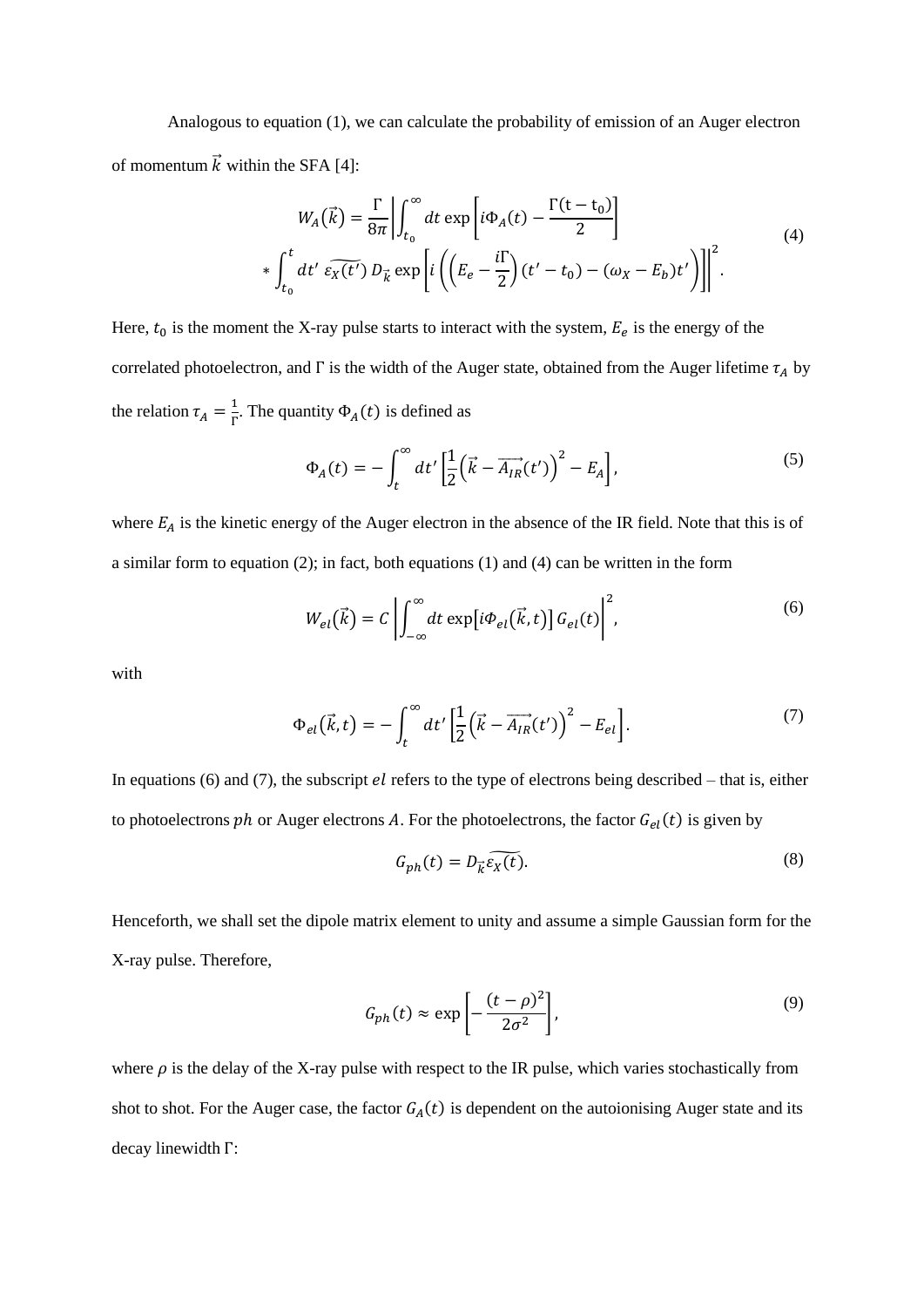Analogous to equation (1), we can calculate the probability of emission of an Auger electron of momentum $\vec{k}$ within the SFA [4]:

$$
\begin{aligned}
W_A(\vec{k}) = \frac{\Gamma}{8\pi}\Bigg|\int_{t_0}^{\infty} dt \exp\left[i\Phi_A(t) - \frac{\Gamma(\mathrm{t}-\mathrm{t_0})}{2}\right] \\
* \int_{t_0}^{t} dt'\ \widetilde{\varepsilon_X(t')}\, D_{\vec{k}} \exp\left[i\left(\left(E_e - \frac{i\Gamma}{2}\right)(t'-t_0) - (\omega_X - E_b)t'\right)\right]\Bigg|^2.
\end{aligned}
\tag{4}
$$

Here, $t_0$ is the moment the X-ray pulse starts to interact with the system, $E_e$ is the energy of the correlated photoelectron, and $\Gamma$ is the width of the Auger state, obtained from the Auger lifetime $\tau_A$ by the relation $\tau_A = \frac{1}{\Gamma}$. The quantity $\Phi_A(t)$ is defined as

$$
\Phi_A(t) = -\int_t^{\infty} dt' \left[\frac{1}{2}\left(\vec{k} - \overrightarrow{A_{IR}}(t')\right)^2 - E_A\right],
\tag{5}
$$

where $E_A$ is the kinetic energy of the Auger electron in the absence of the IR field. Note that this is of a similar form to equation (2); in fact, both equations (1) and (4) can be written in the form

$$
W_{el}(\vec{k}) = C\left|\int_{-\infty}^{\infty} dt \exp\left[i\Phi_{el}(\vec{k},t)\right] G_{el}(t)\right|^2,
\tag{6}
$$

with

$$
\Phi_{el}(\vec{k},t) = -\int_t^{\infty} dt' \left[\frac{1}{2}\left(\vec{k} - \overrightarrow{A_{IR}}(t')\right)^2 - E_{el}\right].
\tag{7}
$$

In equations (6) and (7), the subscript $el$ refers to the type of electrons being described – that is, either to photoelectrons $ph$ or Auger electrons $A$. For the photoelectrons, the factor $G_{el}(t)$ is given by

$$
G_{ph}(t) = D_{\vec{k}}\widetilde{\varepsilon_X(t)}.
\tag{8}
$$

Henceforth, we shall set the dipole matrix element to unity and assume a simple Gaussian form for the X-ray pulse. Therefore,

$$
G_{ph}(t) \approx \exp\left[-\frac{(t-\rho)^2}{2\sigma^2}\right],
\tag{9}
$$

where $\rho$ is the delay of the X-ray pulse with respect to the IR pulse, which varies stochastically from shot to shot. For the Auger case, the factor $G_A(t)$ is dependent on the autoionising Auger state and its decay linewidth $\Gamma$: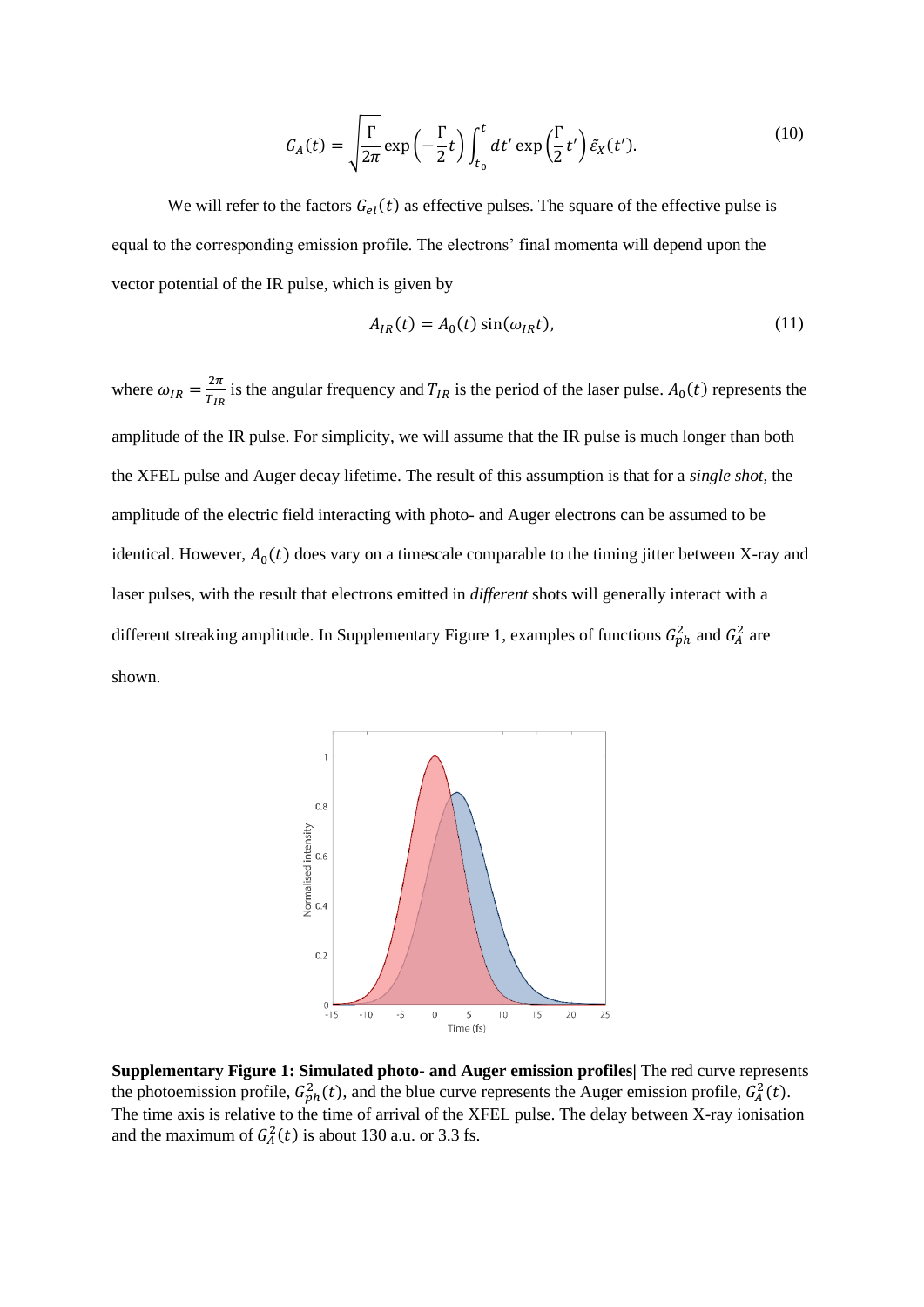$$G_A(t) = \sqrt{\frac{\Gamma}{2\pi}} \exp\left(-\frac{\Gamma}{2}t\right) \int_{t_0}^{t} dt' \exp\left(\frac{\Gamma}{2}t'\right) \tilde{\varepsilon}_X(t'). \tag{10}$$

We will refer to the factors $G_{el}(t)$ as effective pulses. The square of the effective pulse is equal to the corresponding emission profile. The electrons' final momenta will depend upon the vector potential of the IR pulse, which is given by

$$A_{IR}(t) = A_0(t) \sin(\omega_{IR} t), \tag{11}$$

where $\omega_{IR} = \frac{2\pi}{T_{IR}}$ is the angular frequency and $T_{IR}$ is the period of the laser pulse. $A_0(t)$ represents the amplitude of the IR pulse. For simplicity, we will assume that the IR pulse is much longer than both the XFEL pulse and Auger decay lifetime. The result of this assumption is that for a *single shot*, the amplitude of the electric field interacting with photo- and Auger electrons can be assumed to be identical. However, $A_0(t)$ does vary on a timescale comparable to the timing jitter between X-ray and laser pulses, with the result that electrons emitted in *different* shots will generally interact with a different streaking amplitude. In Supplementary Figure 1, examples of functions $G_{ph}^2$ and $G_A^2$ are shown.

**Supplementary Figure 1: Simulated photo- and Auger emission profiles|** The red curve represents the photoemission profile, $G_{ph}^2(t)$, and the blue curve represents the Auger emission profile, $G_A^2(t)$. The time axis is relative to the time of arrival of the XFEL pulse. The delay between X-ray ionisation and the maximum of $G_A^2(t)$ is about 130 a.u. or 3.3 fs.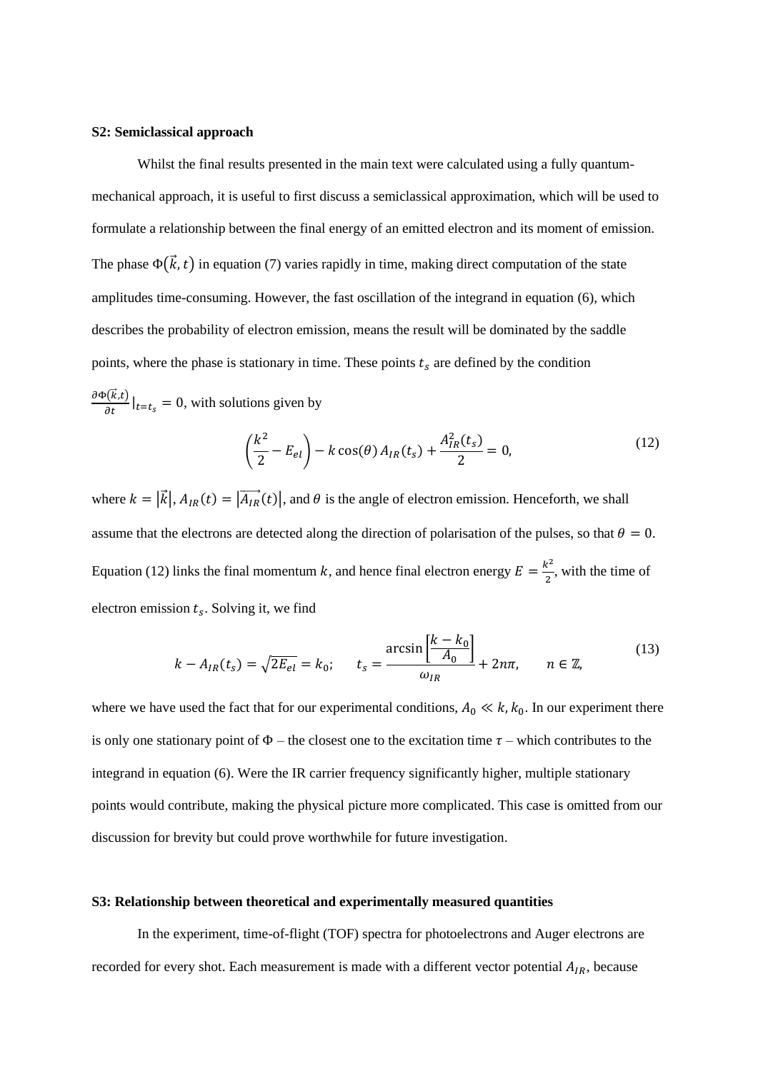**S2: Semiclassical approach**

Whilst the final results presented in the main text were calculated using a fully quantum-mechanical approach, it is useful to first discuss a semiclassical approximation, which will be used to formulate a relationship between the final energy of an emitted electron and its moment of emission. The phase $\Phi(\vec{k},t)$ in equation (7) varies rapidly in time, making direct computation of the state amplitudes time-consuming. However, the fast oscillation of the integrand in equation (6), which describes the probability of electron emission, means the result will be dominated by the saddle points, where the phase is stationary in time. These points $t_s$ are defined by the condition $\frac{\partial\Phi(\vec{k},t)}{\partial t}|_{t=t_s} = 0$, with solutions given by

$$\left(\frac{k^2}{2} - E_{el}\right) - k\cos(\theta)\, A_{IR}(t_s) + \frac{A_{IR}^2(t_s)}{2} = 0, \tag{12}$$

where $k = |\vec{k}|$, $A_{IR}(t) = |\overrightarrow{A_{IR}}(t)|$, and $\theta$ is the angle of electron emission. Henceforth, we shall assume that the electrons are detected along the direction of polarisation of the pulses, so that $\theta = 0$. Equation (12) links the final momentum $k$, and hence final electron energy $E = \frac{k^2}{2}$, with the time of electron emission $t_s$. Solving it, we find

$$k - A_{IR}(t_s) = \sqrt{2E_{el}} = k_0; \qquad t_s = \frac{\arcsin\left[\frac{k-k_0}{A_0}\right]}{\omega_{IR}} + 2n\pi, \qquad n \in \mathbb{Z}, \tag{13}$$

where we have used the fact that for our experimental conditions, $A_0 \ll k, k_0$. In our experiment there is only one stationary point of $\Phi$ – the closest one to the excitation time $\tau$ – which contributes to the integrand in equation (6). Were the IR carrier frequency significantly higher, multiple stationary points would contribute, making the physical picture more complicated. This case is omitted from our discussion for brevity but could prove worthwhile for future investigation.

**S3: Relationship between theoretical and experimentally measured quantities**

In the experiment, time-of-flight (TOF) spectra for photoelectrons and Auger electrons are recorded for every shot. Each measurement is made with a different vector potential $A_{IR}$, because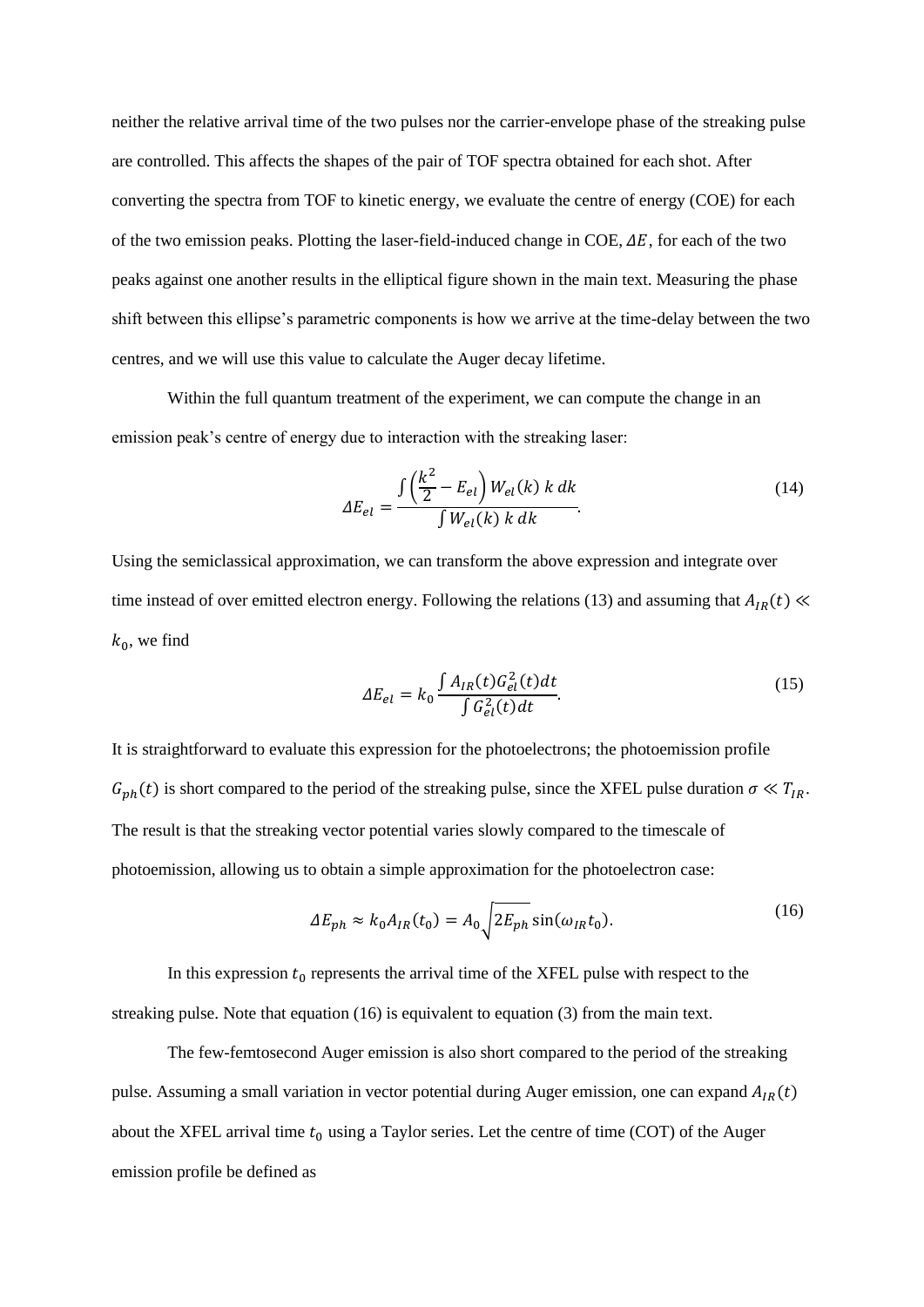neither the relative arrival time of the two pulses nor the carrier-envelope phase of the streaking pulse are controlled. This affects the shapes of the pair of TOF spectra obtained for each shot. After converting the spectra from TOF to kinetic energy, we evaluate the centre of energy (COE) for each of the two emission peaks. Plotting the laser-field-induced change in COE, $\Delta E$, for each of the two peaks against one another results in the elliptical figure shown in the main text. Measuring the phase shift between this ellipse's parametric components is how we arrive at the time-delay between the two centres, and we will use this value to calculate the Auger decay lifetime.

Within the full quantum treatment of the experiment, we can compute the change in an emission peak's centre of energy due to interaction with the streaking laser:

$$\Delta E_{el} = \frac{\int \left(\frac{k^2}{2} - E_{el}\right) W_{el}(k)\, k\, dk}{\int W_{el}(k)\, k\, dk}. \tag{14}$$

Using the semiclassical approximation, we can transform the above expression and integrate over time instead of over emitted electron energy. Following the relations (13) and assuming that $A_{IR}(t) \ll k_0$, we find

$$\Delta E_{el} = k_0 \frac{\int A_{IR}(t) G_{el}^2(t) dt}{\int G_{el}^2(t) dt}. \tag{15}$$

It is straightforward to evaluate this expression for the photoelectrons; the photoemission profile $G_{ph}(t)$ is short compared to the period of the streaking pulse, since the XFEL pulse duration $\sigma \ll T_{IR}$. The result is that the streaking vector potential varies slowly compared to the timescale of photoemission, allowing us to obtain a simple approximation for the photoelectron case:

$$\Delta E_{ph} \approx k_0 A_{IR}(t_0) = A_0 \sqrt{2E_{ph}} \sin(\omega_{IR} t_0). \tag{16}$$

In this expression $t_0$ represents the arrival time of the XFEL pulse with respect to the streaking pulse. Note that equation (16) is equivalent to equation (3) from the main text.

The few-femtosecond Auger emission is also short compared to the period of the streaking pulse. Assuming a small variation in vector potential during Auger emission, one can expand $A_{IR}(t)$ about the XFEL arrival time $t_0$ using a Taylor series. Let the centre of time (COT) of the Auger emission profile be defined as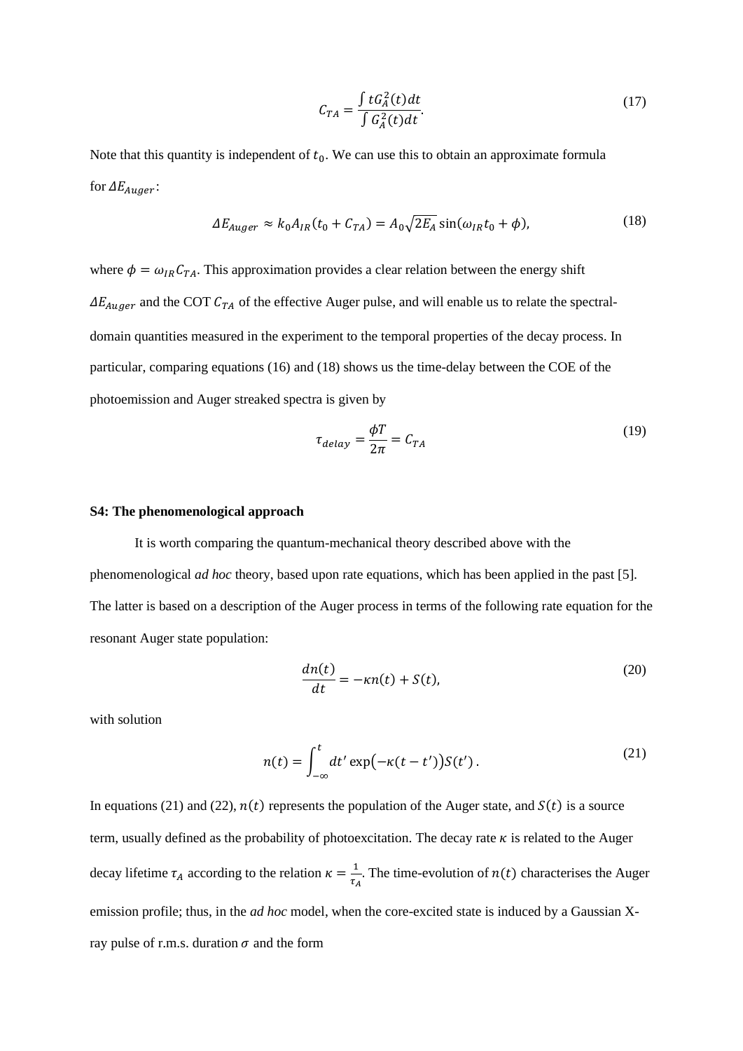$$C_{TA} = \frac{\int t G_A^2(t) dt}{\int G_A^2(t) dt}. \tag{17}$$

Note that this quantity is independent of $t_0$. We can use this to obtain an approximate formula for $\Delta E_{Auger}$:

$$\Delta E_{Auger} \approx k_0 A_{IR}(t_0 + C_{TA}) = A_0 \sqrt{2E_A} \sin(\omega_{IR} t_0 + \phi), \tag{18}$$

where $\phi = \omega_{IR} C_{TA}$. This approximation provides a clear relation between the energy shift $\Delta E_{Auger}$ and the COT $C_{TA}$ of the effective Auger pulse, and will enable us to relate the spectral-domain quantities measured in the experiment to the temporal properties of the decay process. In particular, comparing equations (16) and (18) shows us the time-delay between the COE of the photoemission and Auger streaked spectra is given by

$$\tau_{delay} = \frac{\phi T}{2\pi} = C_{TA} \tag{19}$$

### S4: The phenomenological approach

It is worth comparing the quantum-mechanical theory described above with the phenomenological *ad hoc* theory, based upon rate equations, which has been applied in the past [5]. The latter is based on a description of the Auger process in terms of the following rate equation for the resonant Auger state population:

$$\frac{dn(t)}{dt} = -\kappa n(t) + S(t), \tag{20}$$

with solution

$$n(t) = \int_{-\infty}^{t} dt' \exp\left(-\kappa(t - t')\right) S(t') . \tag{21}$$

In equations (21) and (22), $n(t)$ represents the population of the Auger state, and $S(t)$ is a source term, usually defined as the probability of photoexcitation. The decay rate $\kappa$ is related to the Auger decay lifetime $\tau_A$ according to the relation $\kappa = \frac{1}{\tau_A}$. The time-evolution of $n(t)$ characterises the Auger emission profile; thus, in the *ad hoc* model, when the core-excited state is induced by a Gaussian X-ray pulse of r.m.s. duration $\sigma$ and the form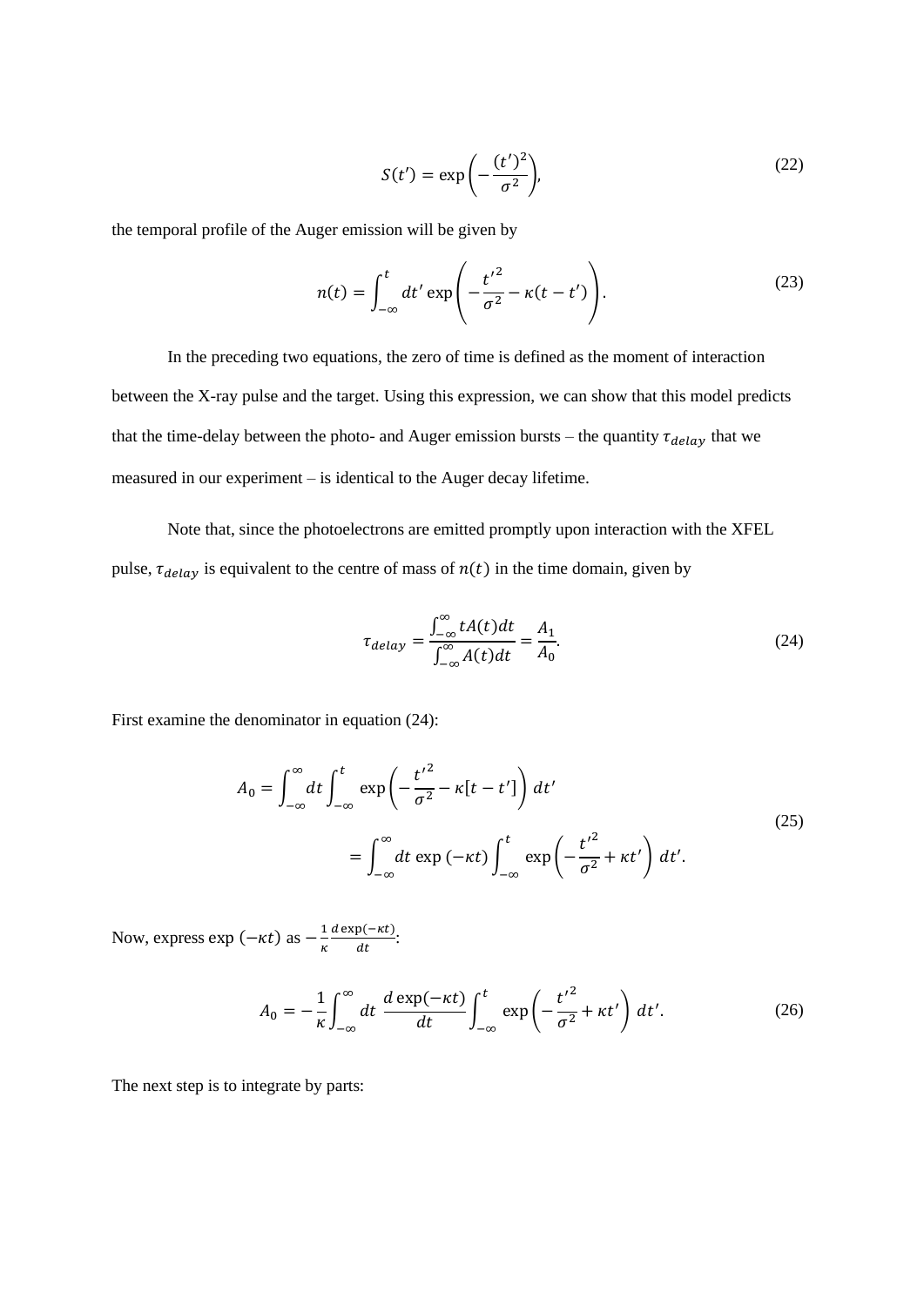$$S(t') = \exp\left(-\frac{(t')^2}{\sigma^2}\right), \tag{22}$$

the temporal profile of the Auger emission will be given by

$$n(t) = \int_{-\infty}^{t} dt' \exp\left(-\frac{{t'}^2}{\sigma^2} - \kappa(t - t')\right). \tag{23}$$

In the preceding two equations, the zero of time is defined as the moment of interaction between the X-ray pulse and the target. Using this expression, we can show that this model predicts that the time-delay between the photo- and Auger emission bursts – the quantity $\tau_{delay}$ that we measured in our experiment – is identical to the Auger decay lifetime.

Note that, since the photoelectrons are emitted promptly upon interaction with the XFEL pulse, $\tau_{delay}$ is equivalent to the centre of mass of $n(t)$ in the time domain, given by

$$\tau_{delay} = \frac{\int_{-\infty}^{\infty} tA(t)dt}{\int_{-\infty}^{\infty} A(t)dt} = \frac{A_1}{A_0}. \tag{24}$$

First examine the denominator in equation (24):

$$\begin{aligned} A_0 &= \int_{-\infty}^{\infty} dt \int_{-\infty}^{t} \exp\left(-\frac{{t'}^2}{\sigma^2} - \kappa[t - t']\right) dt' \\ &= \int_{-\infty}^{\infty} dt \, \exp(-\kappa t) \int_{-\infty}^{t} \exp\left(-\frac{{t'}^2}{\sigma^2} + \kappa t'\right) dt'. \end{aligned} \tag{25}$$

Now, express $\exp(-\kappa t)$ as $-\frac{1}{\kappa}\frac{d\exp(-\kappa t)}{dt}$:

$$A_0 = -\frac{1}{\kappa}\int_{-\infty}^{\infty} dt \, \frac{d\exp(-\kappa t)}{dt} \int_{-\infty}^{t} \exp\left(-\frac{{t'}^2}{\sigma^2} + \kappa t'\right) dt'. \tag{26}$$

The next step is to integrate by parts: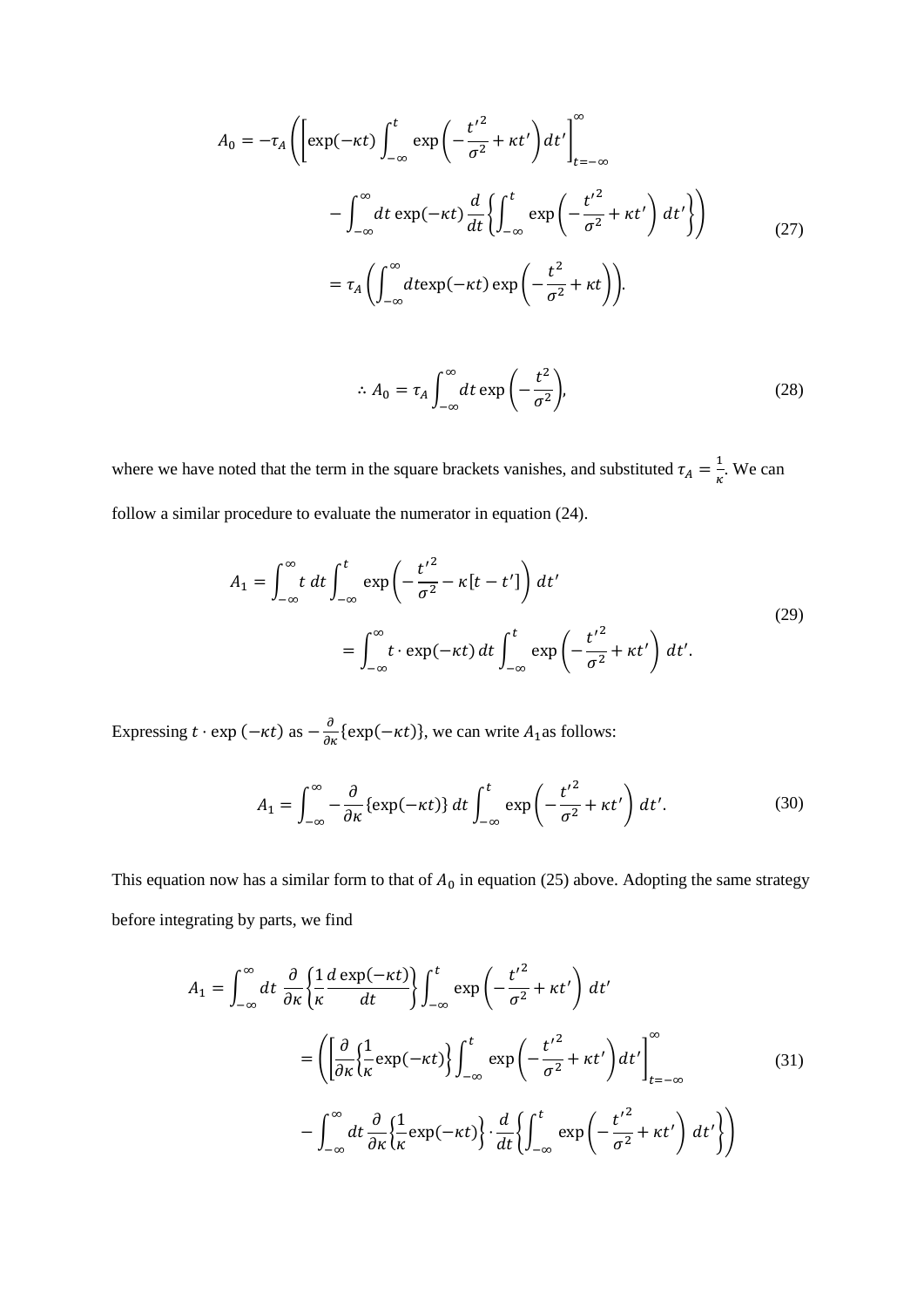$$
\begin{aligned}
A_0 = -\tau_A \Bigg( &\left[ \exp(-\kappa t) \int_{-\infty}^{t} \exp\left( -\frac{t'^2}{\sigma^2} + \kappa t' \right) dt' \right]_{t=-\infty}^{\infty} \\
&- \int_{-\infty}^{\infty} dt \exp(-\kappa t) \frac{d}{dt} \left\{ \int_{-\infty}^{t} \exp\left( -\frac{t'^2}{\sigma^2} + \kappa t' \right) dt' \right\} \Bigg) \\
= \tau_A &\left( \int_{-\infty}^{\infty} dt \exp(-\kappa t) \exp\left( -\frac{t^2}{\sigma^2} + \kappa t \right) \right).
\end{aligned} \tag{27}
$$

$$
\therefore A_0 = \tau_A \int_{-\infty}^{\infty} dt \exp\left( -\frac{t^2}{\sigma^2} \right), \tag{28}
$$

where we have noted that the term in the square brackets vanishes, and substituted $\tau_A = \frac{1}{\kappa}$. We can follow a similar procedure to evaluate the numerator in equation (24).

$$
\begin{aligned}
A_1 &= \int_{-\infty}^{\infty} t \, dt \int_{-\infty}^{t} \exp\left( -\frac{t'^2}{\sigma^2} - \kappa [t - t'] \right) dt' \\
&= \int_{-\infty}^{\infty} t \cdot \exp(-\kappa t) \, dt \int_{-\infty}^{t} \exp\left( -\frac{t'^2}{\sigma^2} + \kappa t' \right) dt'.
\end{aligned} \tag{29}
$$

Expressing $t \cdot \exp(-\kappa t)$ as $-\frac{\partial}{\partial \kappa}\{\exp(-\kappa t)\}$, we can write $A_1$ as follows:

$$
A_1 = \int_{-\infty}^{\infty} -\frac{\partial}{\partial \kappa}\{\exp(-\kappa t)\} \, dt \int_{-\infty}^{t} \exp\left( -\frac{t'^2}{\sigma^2} + \kappa t' \right) dt'. \tag{30}
$$

This equation now has a similar form to that of $A_0$ in equation (25) above. Adopting the same strategy before integrating by parts, we find

$$
\begin{aligned}
A_1 = \int_{-\infty}^{\infty} dt \, &\frac{\partial}{\partial \kappa} \left\{ \frac{1}{\kappa} \frac{d \exp(-\kappa t)}{dt} \right\} \int_{-\infty}^{t} \exp\left( -\frac{t'^2}{\sigma^2} + \kappa t' \right) dt' \\
= \Bigg( &\left[ \frac{\partial}{\partial \kappa} \left\{ \frac{1}{\kappa} \exp(-\kappa t) \right\} \int_{-\infty}^{t} \exp\left( -\frac{t'^2}{\sigma^2} + \kappa t' \right) dt' \right]_{t=-\infty}^{\infty} \\
&- \int_{-\infty}^{\infty} dt \frac{\partial}{\partial \kappa} \left\{ \frac{1}{\kappa} \exp(-\kappa t) \right\} \cdot \frac{d}{dt} \left\{ \int_{-\infty}^{t} \exp\left( -\frac{t'^2}{\sigma^2} + \kappa t' \right) dt' \right\} \Bigg)
\end{aligned} \tag{31}
$$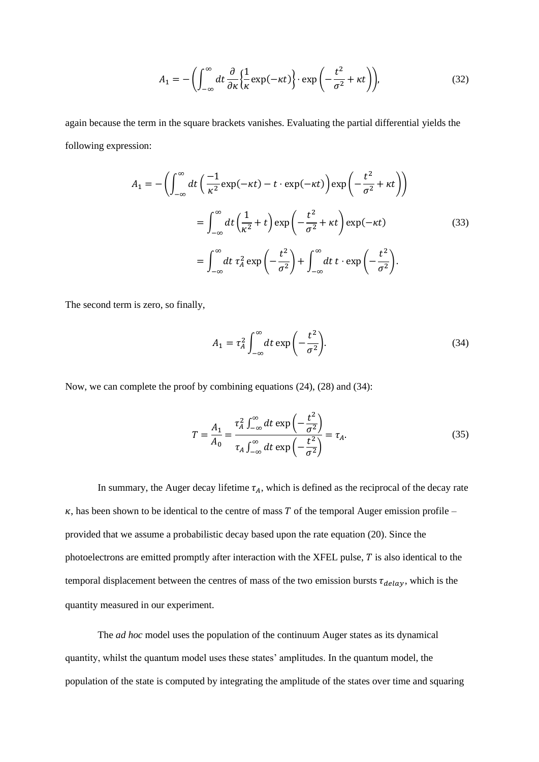$$A_1 = -\left( \int_{-\infty}^{\infty} dt \, \frac{\partial}{\partial \kappa} \left\{ \frac{1}{\kappa} \exp(-\kappa t) \right\} \cdot \exp\left( -\frac{t^2}{\sigma^2} + \kappa t \right) \right), \tag{32}$$

again because the term in the square brackets vanishes. Evaluating the partial differential yields the following expression:

$$\begin{aligned} A_1 &= -\left( \int_{-\infty}^{\infty} dt \left( \frac{-1}{\kappa^2} \exp(-\kappa t) - t \cdot \exp(-\kappa t) \right) \exp\left( -\frac{t^2}{\sigma^2} + \kappa t \right) \right) \\ &= \int_{-\infty}^{\infty} dt \left( \frac{1}{\kappa^2} + t \right) \exp\left( -\frac{t^2}{\sigma^2} + \kappa t \right) \exp(-\kappa t) \\ &= \int_{-\infty}^{\infty} dt \, \tau_A^2 \exp\left( -\frac{t^2}{\sigma^2} \right) + \int_{-\infty}^{\infty} dt \, t \cdot \exp\left( -\frac{t^2}{\sigma^2} \right). \end{aligned} \tag{33}$$

The second term is zero, so finally,

$$A_1 = \tau_A^2 \int_{-\infty}^{\infty} dt \exp\left( -\frac{t^2}{\sigma^2} \right). \tag{34}$$

Now, we can complete the proof by combining equations (24), (28) and (34):

$$T = \frac{A_1}{A_0} = \frac{\tau_A^2 \int_{-\infty}^{\infty} dt \exp\left( -\frac{t^2}{\sigma^2} \right)}{\tau_A \int_{-\infty}^{\infty} dt \exp\left( -\frac{t^2}{\sigma^2} \right)} = \tau_A. \tag{35}$$

In summary, the Auger decay lifetime $\tau_A$, which is defined as the reciprocal of the decay rate $\kappa$, has been shown to be identical to the centre of mass $T$ of the temporal Auger emission profile – provided that we assume a probabilistic decay based upon the rate equation (20). Since the photoelectrons are emitted promptly after interaction with the XFEL pulse, $T$ is also identical to the temporal displacement between the centres of mass of the two emission bursts $\tau_{delay}$, which is the quantity measured in our experiment.

The *ad hoc* model uses the population of the continuum Auger states as its dynamical quantity, whilst the quantum model uses these states' amplitudes. In the quantum model, the population of the state is computed by integrating the amplitude of the states over time and squaring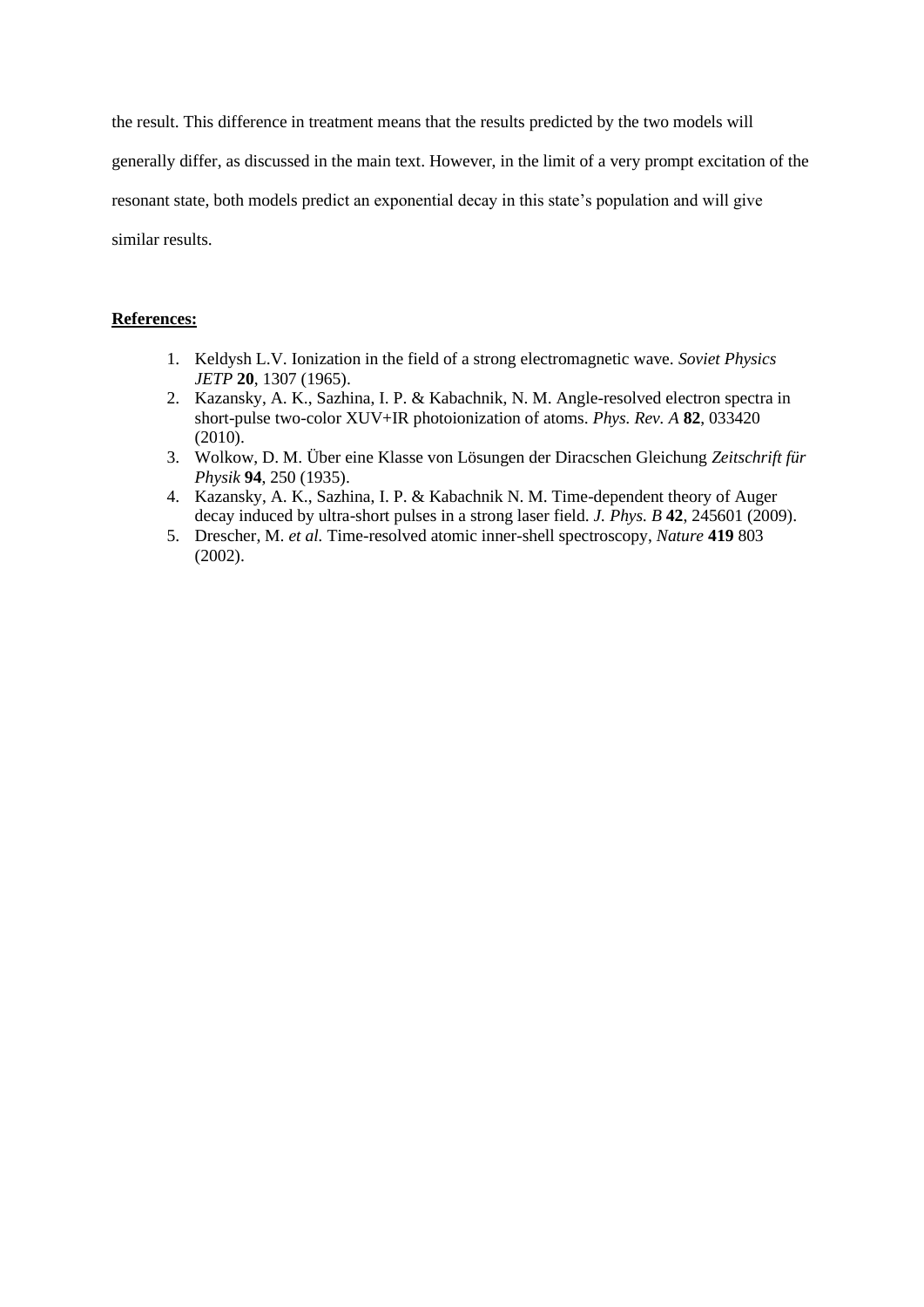the result. This difference in treatment means that the results predicted by the two models will generally differ, as discussed in the main text. However, in the limit of a very prompt excitation of the resonant state, both models predict an exponential decay in this state's population and will give similar results.

**References:**

1. Keldysh L.V. Ionization in the field of a strong electromagnetic wave. *Soviet Physics JETP* **20**, 1307 (1965).
2. Kazansky, A. K., Sazhina, I. P. & Kabachnik, N. M. Angle-resolved electron spectra in short-pulse two-color XUV+IR photoionization of atoms. *Phys. Rev. A* **82**, 033420 (2010).
3. Wolkow, D. M. Über eine Klasse von Lösungen der Diracschen Gleichung *Zeitschrift für Physik* **94**, 250 (1935).
4. Kazansky, A. K., Sazhina, I. P. & Kabachnik N. M. Time-dependent theory of Auger decay induced by ultra-short pulses in a strong laser field. *J. Phys. B* **42**, 245601 (2009).
5. Drescher, M. *et al.* Time-resolved atomic inner-shell spectroscopy, *Nature* **419** 803 (2002).